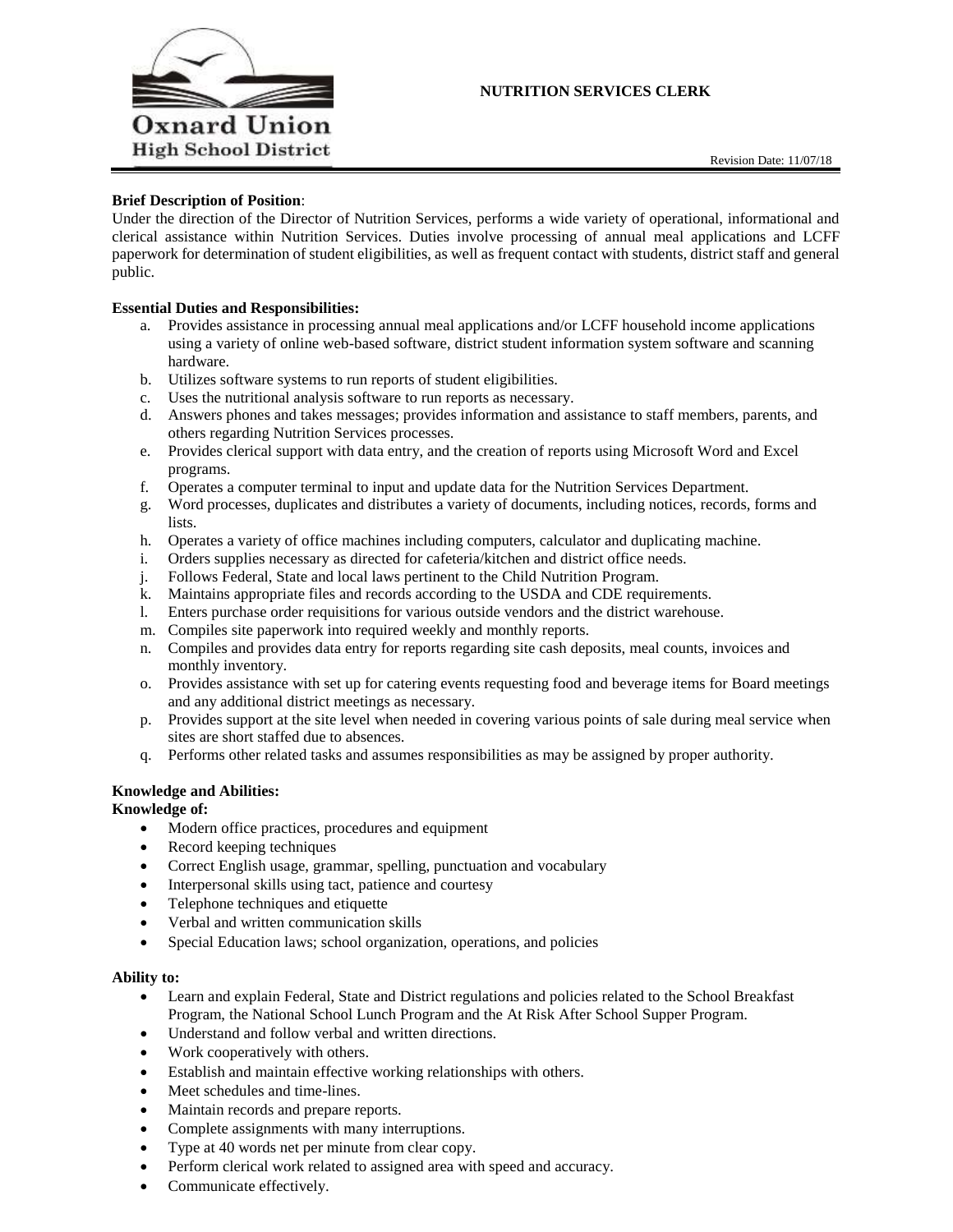Oxnard Union High School District

# NUTRITION SERVICES CLERK

Revision Date: 11/07/18

**Brief Description of Position**:
Under the direction of the Director of Nutrition Services, performs a wide variety of operational, informational and clerical assistance within Nutrition Services. Duties involve processing of annual meal applications and LCFF paperwork for determination of student eligibilities, as well as frequent contact with students, district staff and general public.

**Essential Duties and Responsibilities:**

a. Provides assistance in processing annual meal applications and/or LCFF household income applications using a variety of online web-based software, district student information system software and scanning hardware.
b. Utilizes software systems to run reports of student eligibilities.
c. Uses the nutritional analysis software to run reports as necessary.
d. Answers phones and takes messages; provides information and assistance to staff members, parents, and others regarding Nutrition Services processes.
e. Provides clerical support with data entry, and the creation of reports using Microsoft Word and Excel programs.
f. Operates a computer terminal to input and update data for the Nutrition Services Department.
g. Word processes, duplicates and distributes a variety of documents, including notices, records, forms and lists.
h. Operates a variety of office machines including computers, calculator and duplicating machine.
i. Orders supplies necessary as directed for cafeteria/kitchen and district office needs.
j. Follows Federal, State and local laws pertinent to the Child Nutrition Program.
k. Maintains appropriate files and records according to the USDA and CDE requirements.
l. Enters purchase order requisitions for various outside vendors and the district warehouse.
m. Compiles site paperwork into required weekly and monthly reports.
n. Compiles and provides data entry for reports regarding site cash deposits, meal counts, invoices and monthly inventory.
o. Provides assistance with set up for catering events requesting food and beverage items for Board meetings and any additional district meetings as necessary.
p. Provides support at the site level when needed in covering various points of sale during meal service when sites are short staffed due to absences.
q. Performs other related tasks and assumes responsibilities as may be assigned by proper authority.

**Knowledge and Abilities:**

**Knowledge of:**

- Modern office practices, procedures and equipment
- Record keeping techniques
- Correct English usage, grammar, spelling, punctuation and vocabulary
- Interpersonal skills using tact, patience and courtesy
- Telephone techniques and etiquette
- Verbal and written communication skills
- Special Education laws; school organization, operations, and policies

**Ability to:**

- Learn and explain Federal, State and District regulations and policies related to the School Breakfast Program, the National School Lunch Program and the At Risk After School Supper Program.
- Understand and follow verbal and written directions.
- Work cooperatively with others.
- Establish and maintain effective working relationships with others.
- Meet schedules and time-lines.
- Maintain records and prepare reports.
- Complete assignments with many interruptions.
- Type at 40 words net per minute from clear copy.
- Perform clerical work related to assigned area with speed and accuracy.
- Communicate effectively.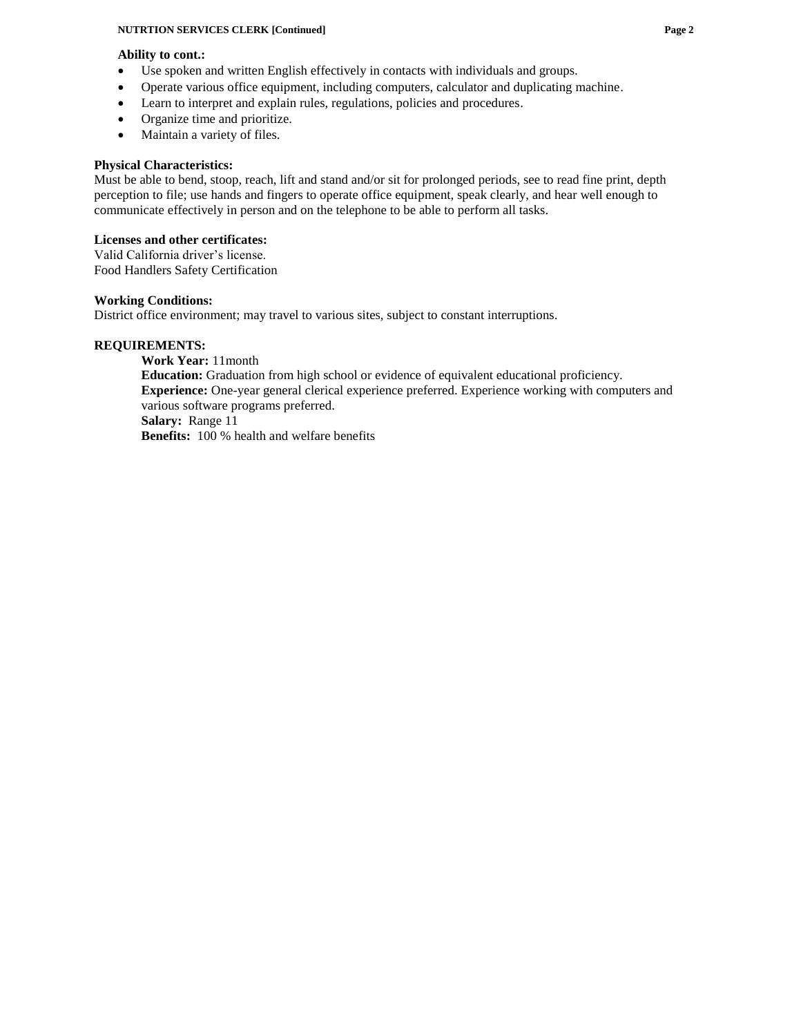**Ability to cont.:**

- Use spoken and written English effectively in contacts with individuals and groups.
- Operate various office equipment, including computers, calculator and duplicating machine.
- Learn to interpret and explain rules, regulations, policies and procedures.
- Organize time and prioritize.
- Maintain a variety of files.

**Physical Characteristics:**

Must be able to bend, stoop, reach, lift and stand and/or sit for prolonged periods, see to read fine print, depth perception to file; use hands and fingers to operate office equipment, speak clearly, and hear well enough to communicate effectively in person and on the telephone to be able to perform all tasks.

**Licenses and other certificates:**

Valid California driver's license.
Food Handlers Safety Certification

**Working Conditions:**

District office environment; may travel to various sites, subject to constant interruptions.

**REQUIREMENTS:**

**Work Year:** 11month
**Education:** Graduation from high school or evidence of equivalent educational proficiency.
**Experience:** One-year general clerical experience preferred. Experience working with computers and various software programs preferred.
**Salary:** Range 11
**Benefits:** 100 % health and welfare benefits